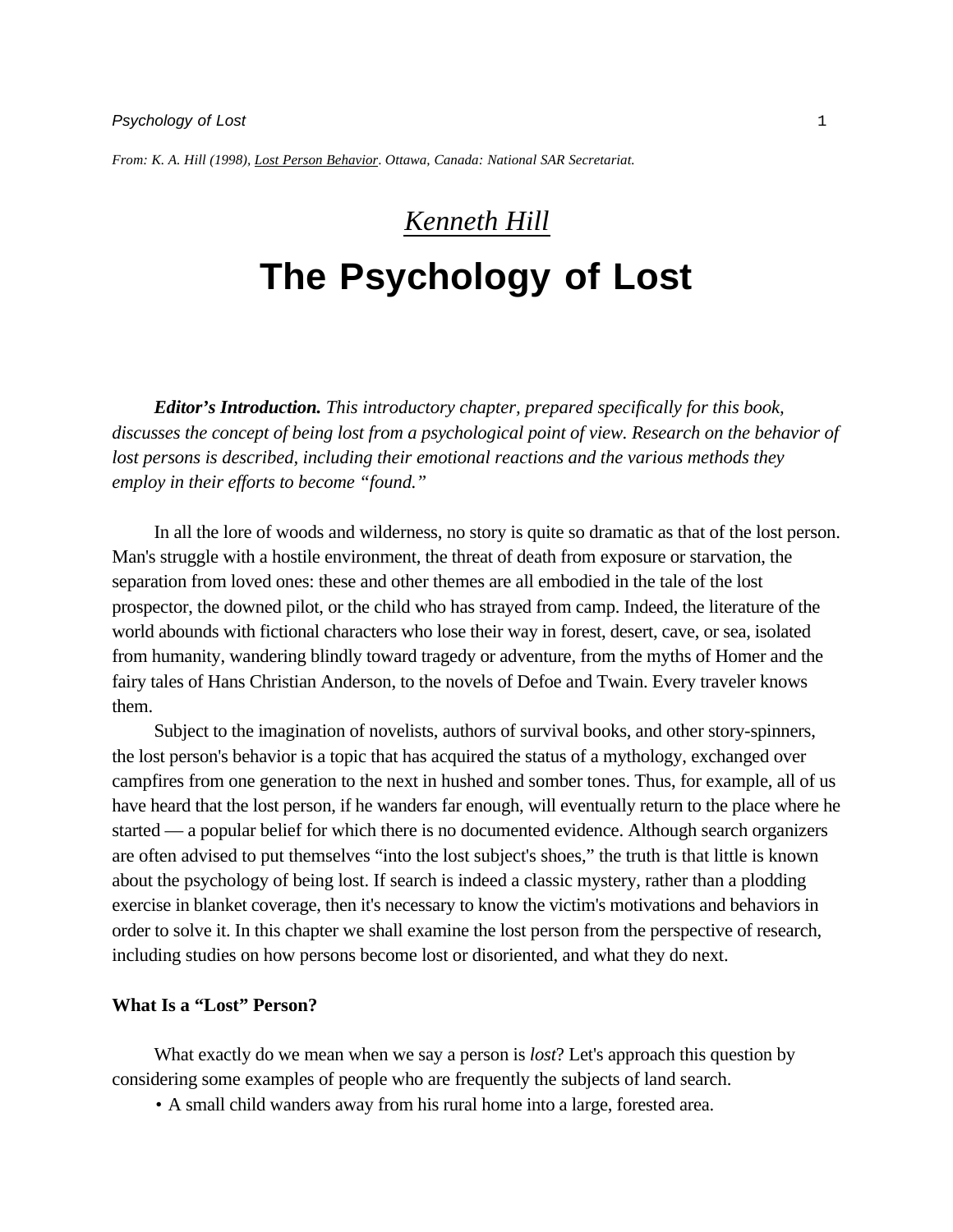*From: K. A. Hill (1998), Lost Person Behavior. Ottawa, Canada: National SAR Secretariat.*

*Kenneth Hill*

# The Psychology of Lost

***Editor's Introduction.** This introductory chapter, prepared specifically for this book, discusses the concept of being lost from a psychological point of view. Research on the behavior of lost persons is described, including their emotional reactions and the various methods they employ in their efforts to become "found."*

In all the lore of woods and wilderness, no story is quite so dramatic as that of the lost person. Man's struggle with a hostile environment, the threat of death from exposure or starvation, the separation from loved ones: these and other themes are all embodied in the tale of the lost prospector, the downed pilot, or the child who has strayed from camp. Indeed, the literature of the world abounds with fictional characters who lose their way in forest, desert, cave, or sea, isolated from humanity, wandering blindly toward tragedy or adventure, from the myths of Homer and the fairy tales of Hans Christian Anderson, to the novels of Defoe and Twain. Every traveler knows them.

Subject to the imagination of novelists, authors of survival books, and other story-spinners, the lost person's behavior is a topic that has acquired the status of a mythology, exchanged over campfires from one generation to the next in hushed and somber tones. Thus, for example, all of us have heard that the lost person, if he wanders far enough, will eventually return to the place where he started — a popular belief for which there is no documented evidence. Although search organizers are often advised to put themselves "into the lost subject's shoes," the truth is that little is known about the psychology of being lost. If search is indeed a classic mystery, rather than a plodding exercise in blanket coverage, then it's necessary to know the victim's motivations and behaviors in order to solve it. In this chapter we shall examine the lost person from the perspective of research, including studies on how persons become lost or disoriented, and what they do next.

### What Is a "Lost" Person?

What exactly do we mean when we say a person is *lost*? Let's approach this question by considering some examples of people who are frequently the subjects of land search.

- A small child wanders away from his rural home into a large, forested area.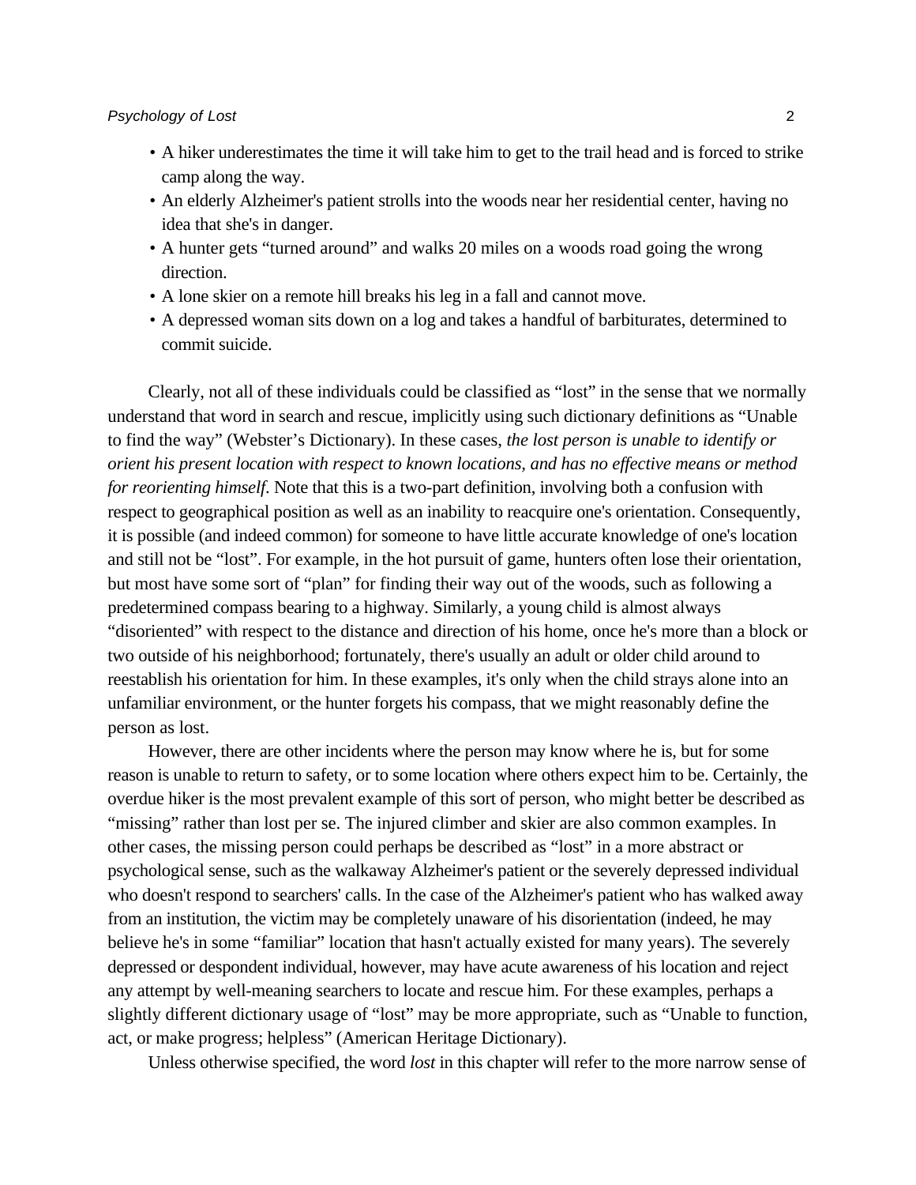- A hiker underestimates the time it will take him to get to the trail head and is forced to strike camp along the way.
- An elderly Alzheimer's patient strolls into the woods near her residential center, having no idea that she's in danger.
- A hunter gets "turned around" and walks 20 miles on a woods road going the wrong direction.
- A lone skier on a remote hill breaks his leg in a fall and cannot move.
- A depressed woman sits down on a log and takes a handful of barbiturates, determined to commit suicide.

Clearly, not all of these individuals could be classified as "lost" in the sense that we normally understand that word in search and rescue, implicitly using such dictionary definitions as "Unable to find the way" (Webster's Dictionary). In these cases, *the lost person is unable to identify or orient his present location with respect to known locations, and has no effective means or method for reorienting himself*. Note that this is a two-part definition, involving both a confusion with respect to geographical position as well as an inability to reacquire one's orientation. Consequently, it is possible (and indeed common) for someone to have little accurate knowledge of one's location and still not be "lost". For example, in the hot pursuit of game, hunters often lose their orientation, but most have some sort of "plan" for finding their way out of the woods, such as following a predetermined compass bearing to a highway. Similarly, a young child is almost always "disoriented" with respect to the distance and direction of his home, once he's more than a block or two outside of his neighborhood; fortunately, there's usually an adult or older child around to reestablish his orientation for him. In these examples, it's only when the child strays alone into an unfamiliar environment, or the hunter forgets his compass, that we might reasonably define the person as lost.

However, there are other incidents where the person may know where he is, but for some reason is unable to return to safety, or to some location where others expect him to be. Certainly, the overdue hiker is the most prevalent example of this sort of person, who might better be described as "missing" rather than lost per se. The injured climber and skier are also common examples. In other cases, the missing person could perhaps be described as "lost" in a more abstract or psychological sense, such as the walkaway Alzheimer's patient or the severely depressed individual who doesn't respond to searchers' calls. In the case of the Alzheimer's patient who has walked away from an institution, the victim may be completely unaware of his disorientation (indeed, he may believe he's in some "familiar" location that hasn't actually existed for many years). The severely depressed or despondent individual, however, may have acute awareness of his location and reject any attempt by well-meaning searchers to locate and rescue him. For these examples, perhaps a slightly different dictionary usage of "lost" may be more appropriate, such as "Unable to function, act, or make progress; helpless" (American Heritage Dictionary).

Unless otherwise specified, the word *lost* in this chapter will refer to the more narrow sense of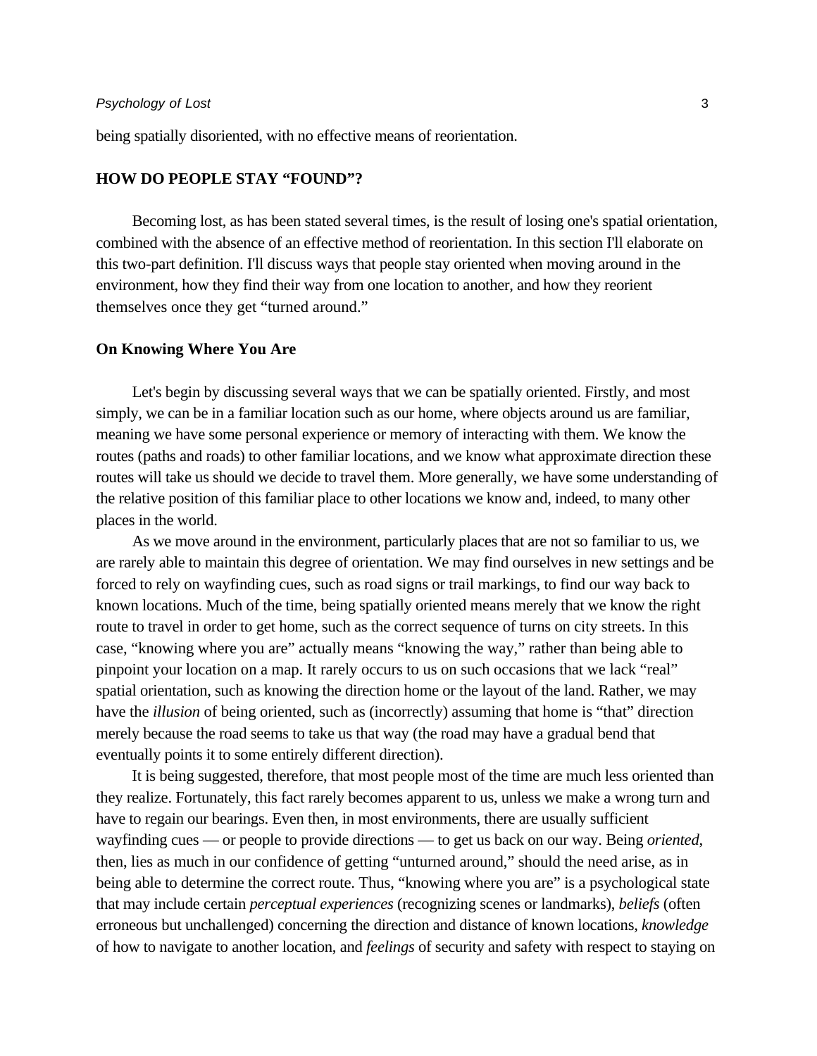being spatially disoriented, with no effective means of reorientation.

## HOW DO PEOPLE STAY "FOUND"?

Becoming lost, as has been stated several times, is the result of losing one's spatial orientation, combined with the absence of an effective method of reorientation. In this section I'll elaborate on this two-part definition. I'll discuss ways that people stay oriented when moving around in the environment, how they find their way from one location to another, and how they reorient themselves once they get "turned around."

### On Knowing Where You Are

Let's begin by discussing several ways that we can be spatially oriented. Firstly, and most simply, we can be in a familiar location such as our home, where objects around us are familiar, meaning we have some personal experience or memory of interacting with them. We know the routes (paths and roads) to other familiar locations, and we know what approximate direction these routes will take us should we decide to travel them. More generally, we have some understanding of the relative position of this familiar place to other locations we know and, indeed, to many other places in the world.

As we move around in the environment, particularly places that are not so familiar to us, we are rarely able to maintain this degree of orientation. We may find ourselves in new settings and be forced to rely on wayfinding cues, such as road signs or trail markings, to find our way back to known locations. Much of the time, being spatially oriented means merely that we know the right route to travel in order to get home, such as the correct sequence of turns on city streets. In this case, "knowing where you are" actually means "knowing the way," rather than being able to pinpoint your location on a map. It rarely occurs to us on such occasions that we lack "real" spatial orientation, such as knowing the direction home or the layout of the land. Rather, we may have the *illusion* of being oriented, such as (incorrectly) assuming that home is "that" direction merely because the road seems to take us that way (the road may have a gradual bend that eventually points it to some entirely different direction).

It is being suggested, therefore, that most people most of the time are much less oriented than they realize. Fortunately, this fact rarely becomes apparent to us, unless we make a wrong turn and have to regain our bearings. Even then, in most environments, there are usually sufficient wayfinding cues — or people to provide directions — to get us back on our way. Being *oriented*, then, lies as much in our confidence of getting "unturned around," should the need arise, as in being able to determine the correct route. Thus, "knowing where you are" is a psychological state that may include certain *perceptual experiences* (recognizing scenes or landmarks), *beliefs* (often erroneous but unchallenged) concerning the direction and distance of known locations, *knowledge* of how to navigate to another location, and *feelings* of security and safety with respect to staying on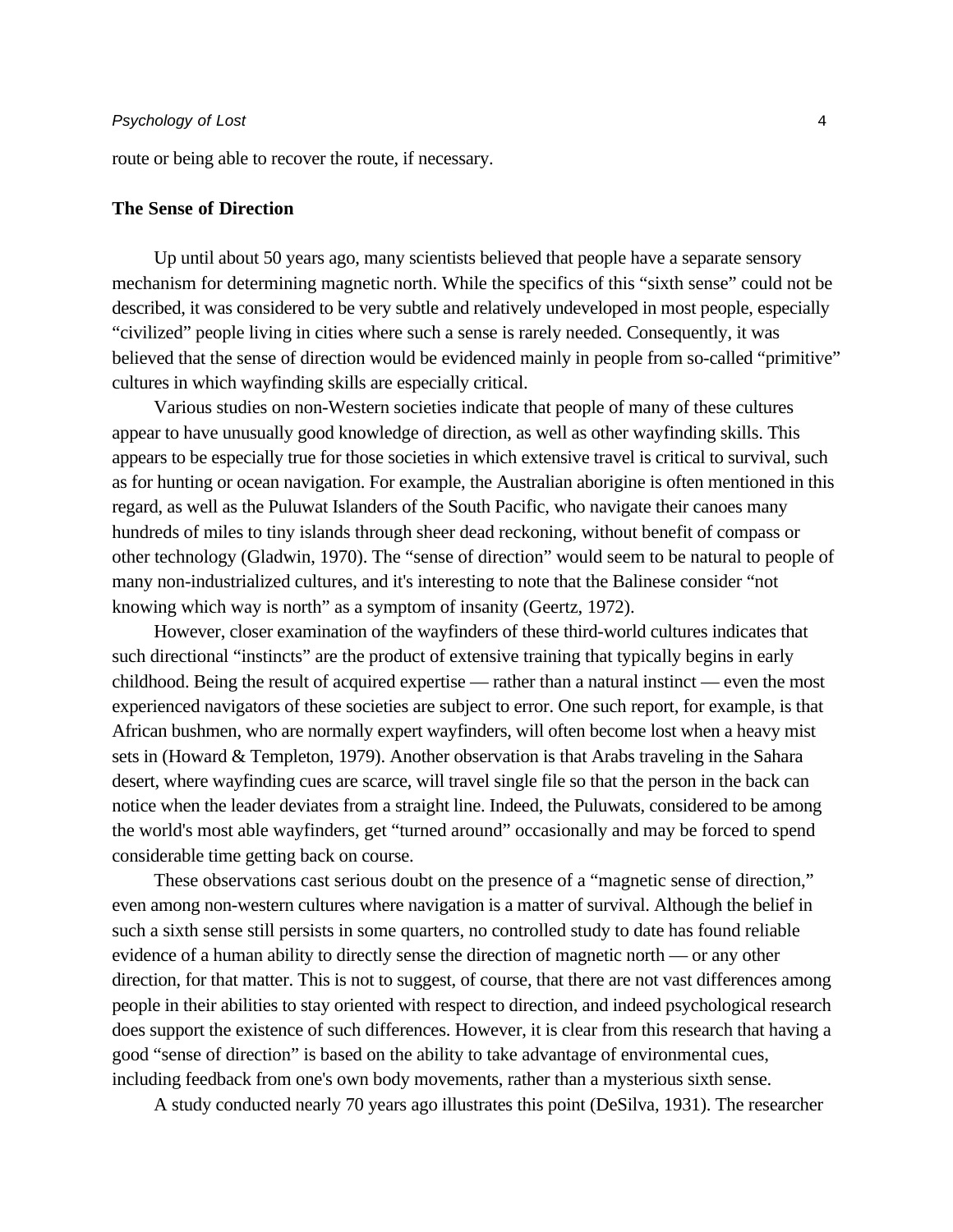route or being able to recover the route, if necessary.

## The Sense of Direction

Up until about 50 years ago, many scientists believed that people have a separate sensory mechanism for determining magnetic north. While the specifics of this "sixth sense" could not be described, it was considered to be very subtle and relatively undeveloped in most people, especially "civilized" people living in cities where such a sense is rarely needed. Consequently, it was believed that the sense of direction would be evidenced mainly in people from so-called "primitive" cultures in which wayfinding skills are especially critical.

Various studies on non-Western societies indicate that people of many of these cultures appear to have unusually good knowledge of direction, as well as other wayfinding skills. This appears to be especially true for those societies in which extensive travel is critical to survival, such as for hunting or ocean navigation. For example, the Australian aborigine is often mentioned in this regard, as well as the Puluwat Islanders of the South Pacific, who navigate their canoes many hundreds of miles to tiny islands through sheer dead reckoning, without benefit of compass or other technology (Gladwin, 1970). The "sense of direction" would seem to be natural to people of many non-industrialized cultures, and it's interesting to note that the Balinese consider "not knowing which way is north" as a symptom of insanity (Geertz, 1972).

However, closer examination of the wayfinders of these third-world cultures indicates that such directional "instincts" are the product of extensive training that typically begins in early childhood. Being the result of acquired expertise — rather than a natural instinct — even the most experienced navigators of these societies are subject to error. One such report, for example, is that African bushmen, who are normally expert wayfinders, will often become lost when a heavy mist sets in (Howard & Templeton, 1979). Another observation is that Arabs traveling in the Sahara desert, where wayfinding cues are scarce, will travel single file so that the person in the back can notice when the leader deviates from a straight line. Indeed, the Puluwats, considered to be among the world's most able wayfinders, get "turned around" occasionally and may be forced to spend considerable time getting back on course.

These observations cast serious doubt on the presence of a "magnetic sense of direction," even among non-western cultures where navigation is a matter of survival. Although the belief in such a sixth sense still persists in some quarters, no controlled study to date has found reliable evidence of a human ability to directly sense the direction of magnetic north — or any other direction, for that matter. This is not to suggest, of course, that there are not vast differences among people in their abilities to stay oriented with respect to direction, and indeed psychological research does support the existence of such differences. However, it is clear from this research that having a good "sense of direction" is based on the ability to take advantage of environmental cues, including feedback from one's own body movements, rather than a mysterious sixth sense.

A study conducted nearly 70 years ago illustrates this point (DeSilva, 1931). The researcher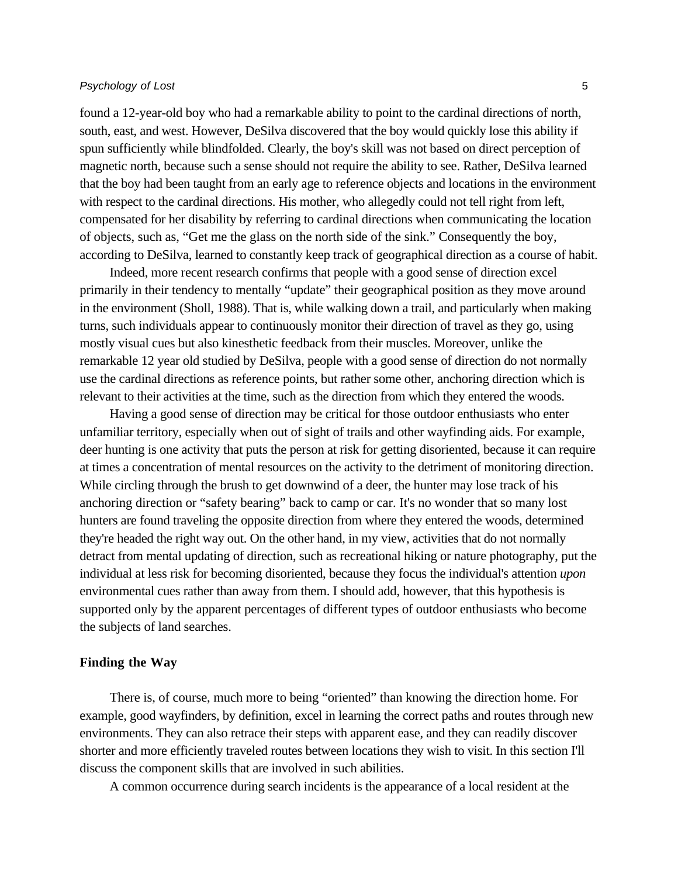found a 12-year-old boy who had a remarkable ability to point to the cardinal directions of north, south, east, and west. However, DeSilva discovered that the boy would quickly lose this ability if spun sufficiently while blindfolded. Clearly, the boy's skill was not based on direct perception of magnetic north, because such a sense should not require the ability to see. Rather, DeSilva learned that the boy had been taught from an early age to reference objects and locations in the environment with respect to the cardinal directions. His mother, who allegedly could not tell right from left, compensated for her disability by referring to cardinal directions when communicating the location of objects, such as, "Get me the glass on the north side of the sink." Consequently the boy, according to DeSilva, learned to constantly keep track of geographical direction as a course of habit.

Indeed, more recent research confirms that people with a good sense of direction excel primarily in their tendency to mentally "update" their geographical position as they move around in the environment (Sholl, 1988). That is, while walking down a trail, and particularly when making turns, such individuals appear to continuously monitor their direction of travel as they go, using mostly visual cues but also kinesthetic feedback from their muscles. Moreover, unlike the remarkable 12 year old studied by DeSilva, people with a good sense of direction do not normally use the cardinal directions as reference points, but rather some other, anchoring direction which is relevant to their activities at the time, such as the direction from which they entered the woods.

Having a good sense of direction may be critical for those outdoor enthusiasts who enter unfamiliar territory, especially when out of sight of trails and other wayfinding aids. For example, deer hunting is one activity that puts the person at risk for getting disoriented, because it can require at times a concentration of mental resources on the activity to the detriment of monitoring direction. While circling through the brush to get downwind of a deer, the hunter may lose track of his anchoring direction or "safety bearing" back to camp or car. It's no wonder that so many lost hunters are found traveling the opposite direction from where they entered the woods, determined they're headed the right way out. On the other hand, in my view, activities that do not normally detract from mental updating of direction, such as recreational hiking or nature photography, put the individual at less risk for becoming disoriented, because they focus the individual's attention *upon* environmental cues rather than away from them. I should add, however, that this hypothesis is supported only by the apparent percentages of different types of outdoor enthusiasts who become the subjects of land searches.

## Finding the Way

There is, of course, much more to being "oriented" than knowing the direction home. For example, good wayfinders, by definition, excel in learning the correct paths and routes through new environments. They can also retrace their steps with apparent ease, and they can readily discover shorter and more efficiently traveled routes between locations they wish to visit. In this section I'll discuss the component skills that are involved in such abilities.

A common occurrence during search incidents is the appearance of a local resident at the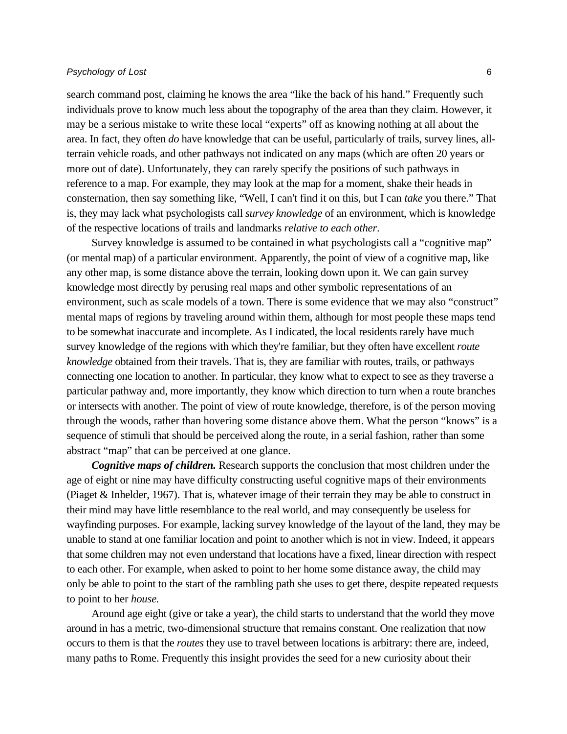search command post, claiming he knows the area "like the back of his hand." Frequently such individuals prove to know much less about the topography of the area than they claim. However, it may be a serious mistake to write these local "experts" off as knowing nothing at all about the area. In fact, they often *do* have knowledge that can be useful, particularly of trails, survey lines, all-terrain vehicle roads, and other pathways not indicated on any maps (which are often 20 years or more out of date). Unfortunately, they can rarely specify the positions of such pathways in reference to a map. For example, they may look at the map for a moment, shake their heads in consternation, then say something like, "Well, I can't find it on this, but I can *take* you there." That is, they may lack what psychologists call *survey knowledge* of an environment, which is knowledge of the respective locations of trails and landmarks *relative to each other*.

Survey knowledge is assumed to be contained in what psychologists call a "cognitive map" (or mental map) of a particular environment. Apparently, the point of view of a cognitive map, like any other map, is some distance above the terrain, looking down upon it. We can gain survey knowledge most directly by perusing real maps and other symbolic representations of an environment, such as scale models of a town. There is some evidence that we may also "construct" mental maps of regions by traveling around within them, although for most people these maps tend to be somewhat inaccurate and incomplete. As I indicated, the local residents rarely have much survey knowledge of the regions with which they're familiar, but they often have excellent *route knowledge* obtained from their travels. That is, they are familiar with routes, trails, or pathways connecting one location to another. In particular, they know what to expect to see as they traverse a particular pathway and, more importantly, they know which direction to turn when a route branches or intersects with another. The point of view of route knowledge, therefore, is of the person moving through the woods, rather than hovering some distance above them. What the person "knows" is a sequence of stimuli that should be perceived along the route, in a serial fashion, rather than some abstract "map" that can be perceived at one glance.

***Cognitive maps of children.*** Research supports the conclusion that most children under the age of eight or nine may have difficulty constructing useful cognitive maps of their environments (Piaget & Inhelder, 1967). That is, whatever image of their terrain they may be able to construct in their mind may have little resemblance to the real world, and may consequently be useless for wayfinding purposes. For example, lacking survey knowledge of the layout of the land, they may be unable to stand at one familiar location and point to another which is not in view. Indeed, it appears that some children may not even understand that locations have a fixed, linear direction with respect to each other. For example, when asked to point to her home some distance away, the child may only be able to point to the start of the rambling path she uses to get there, despite repeated requests to point to her *house.*

Around age eight (give or take a year), the child starts to understand that the world they move around in has a metric, two-dimensional structure that remains constant. One realization that now occurs to them is that the *routes* they use to travel between locations is arbitrary: there are, indeed, many paths to Rome. Frequently this insight provides the seed for a new curiosity about their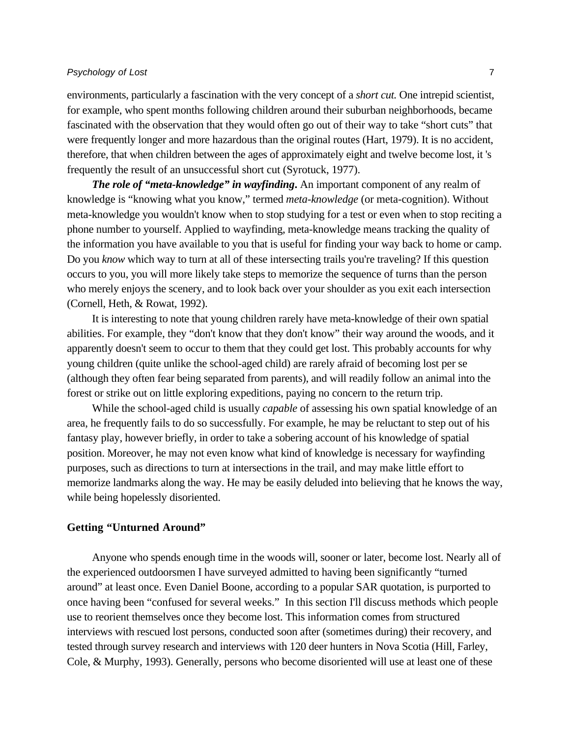environments, particularly a fascination with the very concept of a *short cut.* One intrepid scientist, for example, who spent months following children around their suburban neighborhoods, became fascinated with the observation that they would often go out of their way to take “short cuts” that were frequently longer and more hazardous than the original routes (Hart, 1979). It is no accident, therefore, that when children between the ages of approximately eight and twelve become lost, it 's frequently the result of an unsuccessful short cut (Syrotuck, 1977).

***The role of “meta-knowledge” in wayfinding*.** An important component of any realm of knowledge is “knowing what you know,” termed *meta-knowledge* (or meta-cognition). Without meta-knowledge you wouldn't know when to stop studying for a test or even when to stop reciting a phone number to yourself. Applied to wayfinding, meta-knowledge means tracking the quality of the information you have available to you that is useful for finding your way back to home or camp. Do you *know* which way to turn at all of these intersecting trails you're traveling? If this question occurs to you, you will more likely take steps to memorize the sequence of turns than the person who merely enjoys the scenery, and to look back over your shoulder as you exit each intersection (Cornell, Heth, & Rowat, 1992).

It is interesting to note that young children rarely have meta-knowledge of their own spatial abilities. For example, they “don't know that they don't know” their way around the woods, and it apparently doesn't seem to occur to them that they could get lost. This probably accounts for why young children (quite unlike the school-aged child) are rarely afraid of becoming lost per se (although they often fear being separated from parents), and will readily follow an animal into the forest or strike out on little exploring expeditions, paying no concern to the return trip.

While the school-aged child is usually *capable* of assessing his own spatial knowledge of an area, he frequently fails to do so successfully. For example, he may be reluctant to step out of his fantasy play, however briefly, in order to take a sobering account of his knowledge of spatial position. Moreover, he may not even know what kind of knowledge is necessary for wayfinding purposes, such as directions to turn at intersections in the trail, and may make little effort to memorize landmarks along the way. He may be easily deluded into believing that he knows the way, while being hopelessly disoriented.

## Getting “Unturned Around”

Anyone who spends enough time in the woods will, sooner or later, become lost. Nearly all of the experienced outdoorsmen I have surveyed admitted to having been significantly “turned around” at least once. Even Daniel Boone, according to a popular SAR quotation, is purported to once having been “confused for several weeks.” In this section I'll discuss methods which people use to reorient themselves once they become lost. This information comes from structured interviews with rescued lost persons, conducted soon after (sometimes during) their recovery, and tested through survey research and interviews with 120 deer hunters in Nova Scotia (Hill, Farley, Cole, & Murphy, 1993). Generally, persons who become disoriented will use at least one of these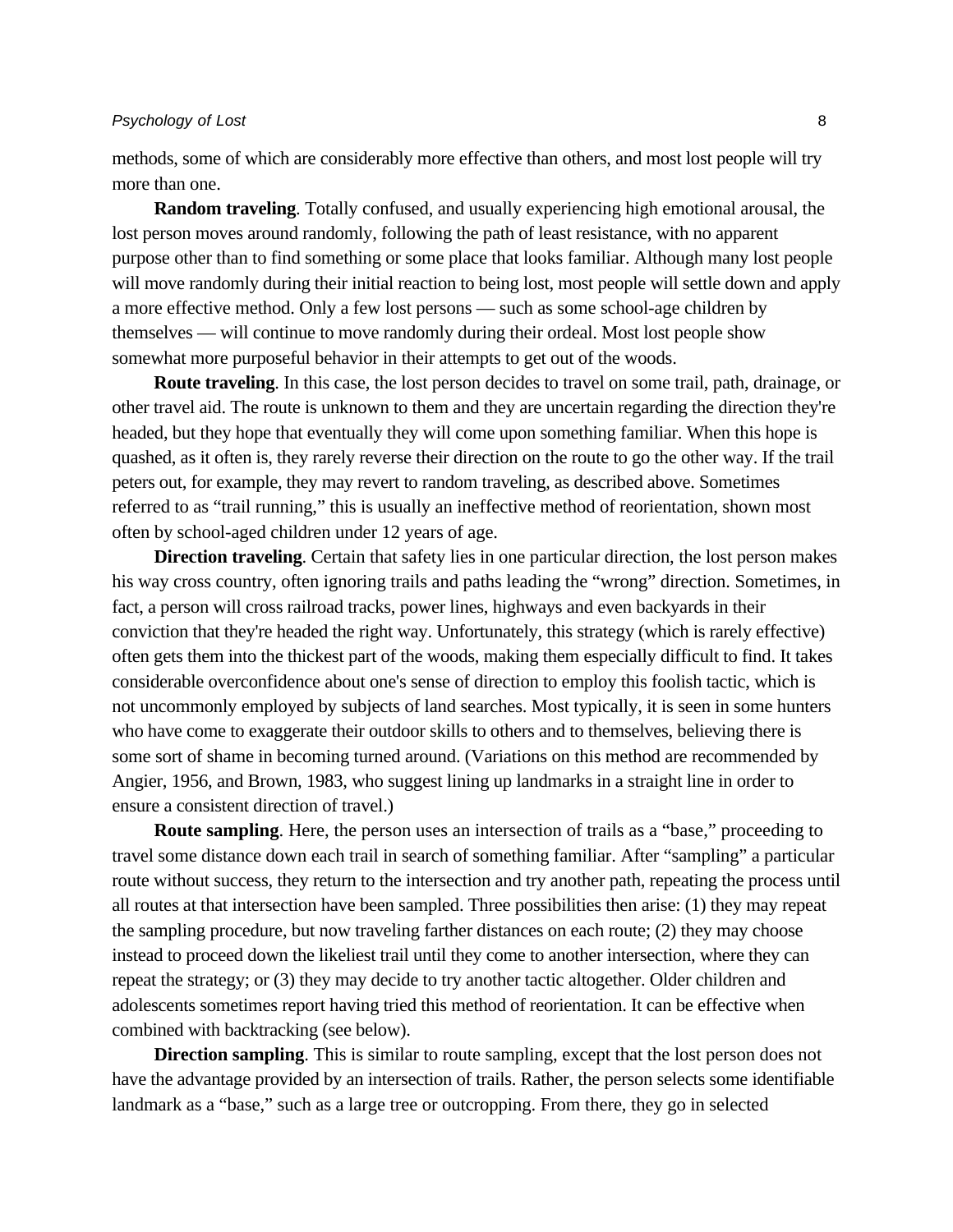methods, some of which are considerably more effective than others, and most lost people will try more than one.

**Random traveling**. Totally confused, and usually experiencing high emotional arousal, the lost person moves around randomly, following the path of least resistance, with no apparent purpose other than to find something or some place that looks familiar. Although many lost people will move randomly during their initial reaction to being lost, most people will settle down and apply a more effective method. Only a few lost persons — such as some school-age children by themselves — will continue to move randomly during their ordeal. Most lost people show somewhat more purposeful behavior in their attempts to get out of the woods.

**Route traveling**. In this case, the lost person decides to travel on some trail, path, drainage, or other travel aid. The route is unknown to them and they are uncertain regarding the direction they're headed, but they hope that eventually they will come upon something familiar. When this hope is quashed, as it often is, they rarely reverse their direction on the route to go the other way. If the trail peters out, for example, they may revert to random traveling, as described above. Sometimes referred to as "trail running," this is usually an ineffective method of reorientation, shown most often by school-aged children under 12 years of age.

**Direction traveling**. Certain that safety lies in one particular direction, the lost person makes his way cross country, often ignoring trails and paths leading the "wrong" direction. Sometimes, in fact, a person will cross railroad tracks, power lines, highways and even backyards in their conviction that they're headed the right way. Unfortunately, this strategy (which is rarely effective) often gets them into the thickest part of the woods, making them especially difficult to find. It takes considerable overconfidence about one's sense of direction to employ this foolish tactic, which is not uncommonly employed by subjects of land searches. Most typically, it is seen in some hunters who have come to exaggerate their outdoor skills to others and to themselves, believing there is some sort of shame in becoming turned around. (Variations on this method are recommended by Angier, 1956, and Brown, 1983, who suggest lining up landmarks in a straight line in order to ensure a consistent direction of travel.)

**Route sampling**. Here, the person uses an intersection of trails as a "base," proceeding to travel some distance down each trail in search of something familiar. After "sampling" a particular route without success, they return to the intersection and try another path, repeating the process until all routes at that intersection have been sampled. Three possibilities then arise: (1) they may repeat the sampling procedure, but now traveling farther distances on each route; (2) they may choose instead to proceed down the likeliest trail until they come to another intersection, where they can repeat the strategy; or (3) they may decide to try another tactic altogether. Older children and adolescents sometimes report having tried this method of reorientation. It can be effective when combined with backtracking (see below).

**Direction sampling**. This is similar to route sampling, except that the lost person does not have the advantage provided by an intersection of trails. Rather, the person selects some identifiable landmark as a "base," such as a large tree or outcropping. From there, they go in selected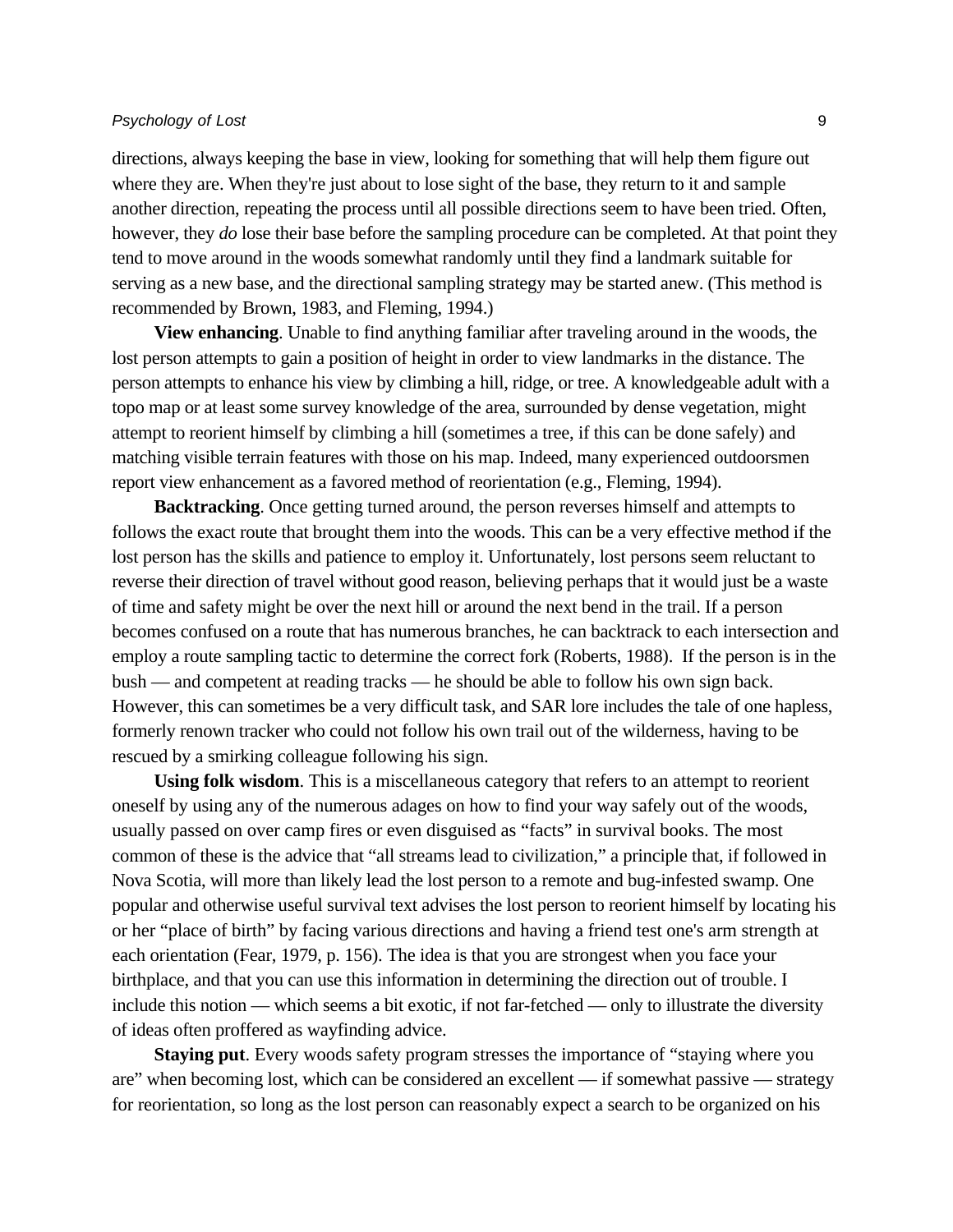directions, always keeping the base in view, looking for something that will help them figure out where they are. When they're just about to lose sight of the base, they return to it and sample another direction, repeating the process until all possible directions seem to have been tried. Often, however, they *do* lose their base before the sampling procedure can be completed. At that point they tend to move around in the woods somewhat randomly until they find a landmark suitable for serving as a new base, and the directional sampling strategy may be started anew. (This method is recommended by Brown, 1983, and Fleming, 1994.)

**View enhancing**. Unable to find anything familiar after traveling around in the woods, the lost person attempts to gain a position of height in order to view landmarks in the distance. The person attempts to enhance his view by climbing a hill, ridge, or tree. A knowledgeable adult with a topo map or at least some survey knowledge of the area, surrounded by dense vegetation, might attempt to reorient himself by climbing a hill (sometimes a tree, if this can be done safely) and matching visible terrain features with those on his map. Indeed, many experienced outdoorsmen report view enhancement as a favored method of reorientation (e.g., Fleming, 1994).

**Backtracking**. Once getting turned around, the person reverses himself and attempts to follows the exact route that brought them into the woods. This can be a very effective method if the lost person has the skills and patience to employ it. Unfortunately, lost persons seem reluctant to reverse their direction of travel without good reason, believing perhaps that it would just be a waste of time and safety might be over the next hill or around the next bend in the trail. If a person becomes confused on a route that has numerous branches, he can backtrack to each intersection and employ a route sampling tactic to determine the correct fork (Roberts, 1988). If the person is in the bush — and competent at reading tracks — he should be able to follow his own sign back. However, this can sometimes be a very difficult task, and SAR lore includes the tale of one hapless, formerly renown tracker who could not follow his own trail out of the wilderness, having to be rescued by a smirking colleague following his sign.

**Using folk wisdom**. This is a miscellaneous category that refers to an attempt to reorient oneself by using any of the numerous adages on how to find your way safely out of the woods, usually passed on over camp fires or even disguised as "facts" in survival books. The most common of these is the advice that "all streams lead to civilization," a principle that, if followed in Nova Scotia, will more than likely lead the lost person to a remote and bug-infested swamp. One popular and otherwise useful survival text advises the lost person to reorient himself by locating his or her "place of birth" by facing various directions and having a friend test one's arm strength at each orientation (Fear, 1979, p. 156). The idea is that you are strongest when you face your birthplace, and that you can use this information in determining the direction out of trouble. I include this notion — which seems a bit exotic, if not far-fetched — only to illustrate the diversity of ideas often proffered as wayfinding advice.

**Staying put**. Every woods safety program stresses the importance of "staying where you are" when becoming lost, which can be considered an excellent — if somewhat passive — strategy for reorientation, so long as the lost person can reasonably expect a search to be organized on his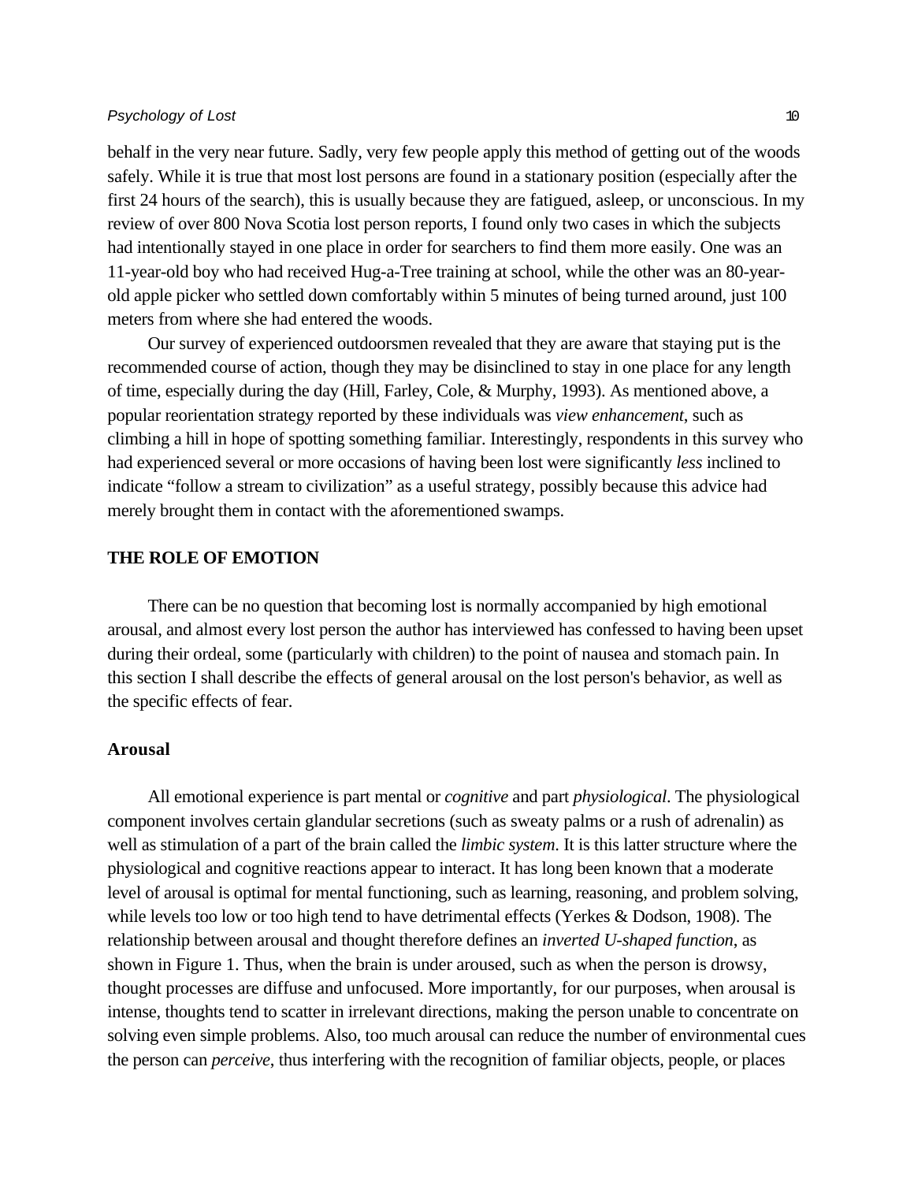behalf in the very near future. Sadly, very few people apply this method of getting out of the woods safely. While it is true that most lost persons are found in a stationary position (especially after the first 24 hours of the search), this is usually because they are fatigued, asleep, or unconscious. In my review of over 800 Nova Scotia lost person reports, I found only two cases in which the subjects had intentionally stayed in one place in order for searchers to find them more easily. One was an 11-year-old boy who had received Hug-a-Tree training at school, while the other was an 80-year-old apple picker who settled down comfortably within 5 minutes of being turned around, just 100 meters from where she had entered the woods.

Our survey of experienced outdoorsmen revealed that they are aware that staying put is the recommended course of action, though they may be disinclined to stay in one place for any length of time, especially during the day (Hill, Farley, Cole, & Murphy, 1993). As mentioned above, a popular reorientation strategy reported by these individuals was *view enhancement*, such as climbing a hill in hope of spotting something familiar. Interestingly, respondents in this survey who had experienced several or more occasions of having been lost were significantly *less* inclined to indicate "follow a stream to civilization" as a useful strategy, possibly because this advice had merely brought them in contact with the aforementioned swamps.

## THE ROLE OF EMOTION

There can be no question that becoming lost is normally accompanied by high emotional arousal, and almost every lost person the author has interviewed has confessed to having been upset during their ordeal, some (particularly with children) to the point of nausea and stomach pain. In this section I shall describe the effects of general arousal on the lost person's behavior, as well as the specific effects of fear.

### Arousal

All emotional experience is part mental or *cognitive* and part *physiological*. The physiological component involves certain glandular secretions (such as sweaty palms or a rush of adrenalin) as well as stimulation of a part of the brain called the *limbic system*. It is this latter structure where the physiological and cognitive reactions appear to interact. It has long been known that a moderate level of arousal is optimal for mental functioning, such as learning, reasoning, and problem solving, while levels too low or too high tend to have detrimental effects (Yerkes & Dodson, 1908). The relationship between arousal and thought therefore defines an *inverted U-shaped function*, as shown in Figure 1. Thus, when the brain is under aroused, such as when the person is drowsy, thought processes are diffuse and unfocused. More importantly, for our purposes, when arousal is intense, thoughts tend to scatter in irrelevant directions, making the person unable to concentrate on solving even simple problems. Also, too much arousal can reduce the number of environmental cues the person can *perceive*, thus interfering with the recognition of familiar objects, people, or places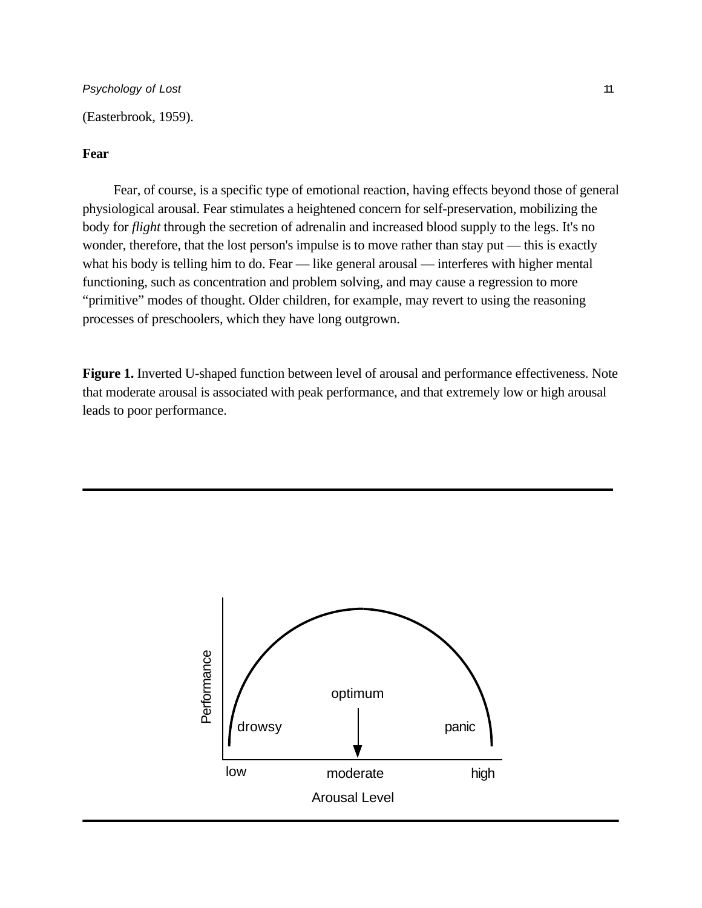(Easterbrook, 1959).

**Fear**

Fear, of course, is a specific type of emotional reaction, having effects beyond those of general physiological arousal. Fear stimulates a heightened concern for self-preservation, mobilizing the body for *flight* through the secretion of adrenalin and increased blood supply to the legs. It's no wonder, therefore, that the lost person's impulse is to move rather than stay put — this is exactly what his body is telling him to do. Fear — like general arousal — interferes with higher mental functioning, such as concentration and problem solving, and may cause a regression to more "primitive" modes of thought. Older children, for example, may revert to using the reasoning processes of preschoolers, which they have long outgrown.

**Figure 1.** Inverted U-shaped function between level of arousal and performance effectiveness. Note that moderate arousal is associated with peak performance, and that extremely low or high arousal leads to poor performance.

Performance

optimum

drowsy

panic

low

moderate

high

Arousal Level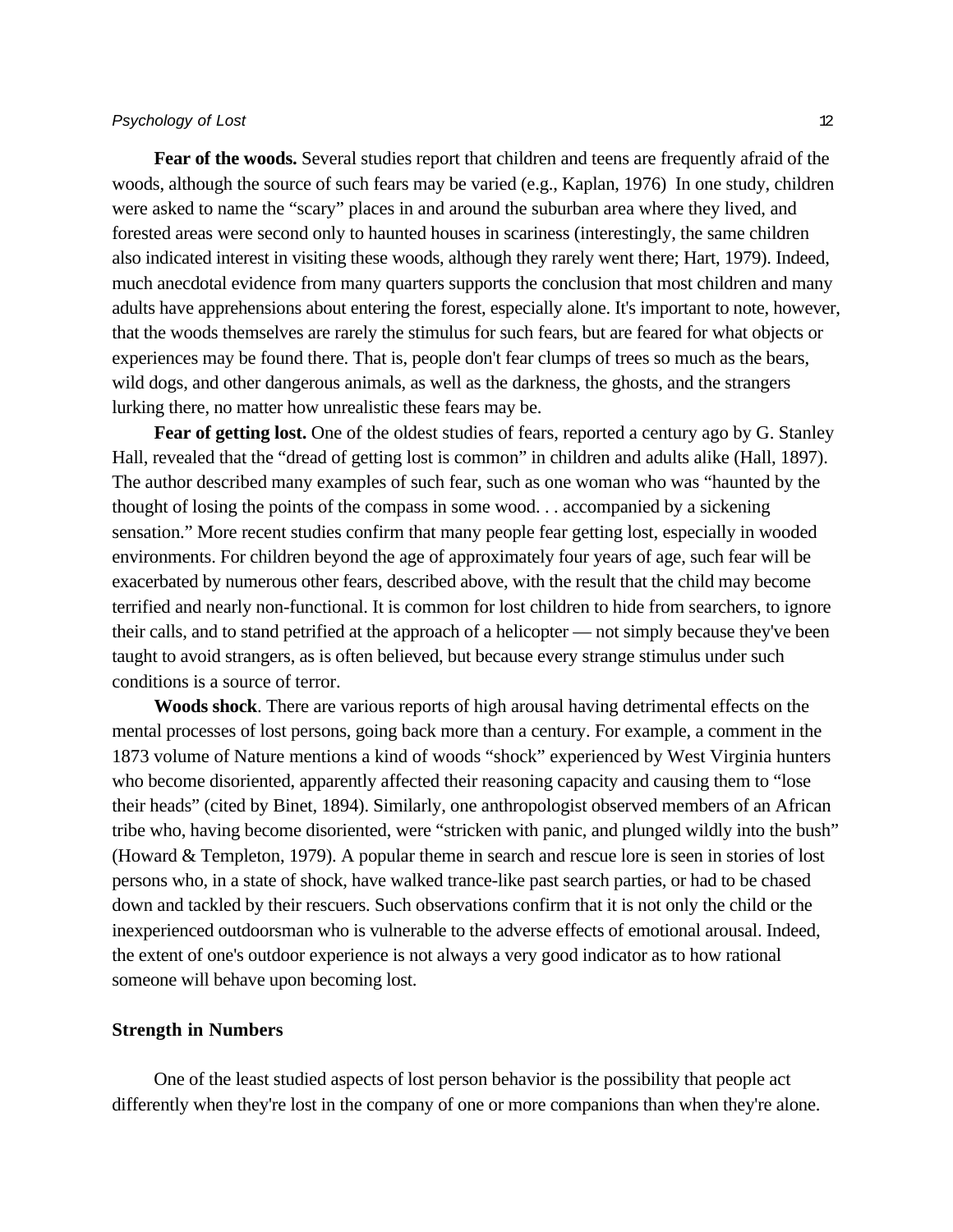**Fear of the woods.** Several studies report that children and teens are frequently afraid of the woods, although the source of such fears may be varied (e.g., Kaplan, 1976)  In one study, children were asked to name the "scary" places in and around the suburban area where they lived, and forested areas were second only to haunted houses in scariness (interestingly, the same children also indicated interest in visiting these woods, although they rarely went there; Hart, 1979). Indeed, much anecdotal evidence from many quarters supports the conclusion that most children and many adults have apprehensions about entering the forest, especially alone. It's important to note, however, that the woods themselves are rarely the stimulus for such fears, but are feared for what objects or experiences may be found there. That is, people don't fear clumps of trees so much as the bears, wild dogs, and other dangerous animals, as well as the darkness, the ghosts, and the strangers lurking there, no matter how unrealistic these fears may be.

**Fear of getting lost.** One of the oldest studies of fears, reported a century ago by G. Stanley Hall, revealed that the "dread of getting lost is common" in children and adults alike (Hall, 1897). The author described many examples of such fear, such as one woman who was "haunted by the thought of losing the points of the compass in some wood. . . accompanied by a sickening sensation." More recent studies confirm that many people fear getting lost, especially in wooded environments. For children beyond the age of approximately four years of age, such fear will be exacerbated by numerous other fears, described above, with the result that the child may become terrified and nearly non-functional. It is common for lost children to hide from searchers, to ignore their calls, and to stand petrified at the approach of a helicopter — not simply because they've been taught to avoid strangers, as is often believed, but because every strange stimulus under such conditions is a source of terror.

**Woods shock**. There are various reports of high arousal having detrimental effects on the mental processes of lost persons, going back more than a century. For example, a comment in the 1873 volume of Nature mentions a kind of woods "shock" experienced by West Virginia hunters who become disoriented, apparently affected their reasoning capacity and causing them to "lose their heads" (cited by Binet, 1894). Similarly, one anthropologist observed members of an African tribe who, having become disoriented, were "stricken with panic, and plunged wildly into the bush" (Howard & Templeton, 1979). A popular theme in search and rescue lore is seen in stories of lost persons who, in a state of shock, have walked trance-like past search parties, or had to be chased down and tackled by their rescuers. Such observations confirm that it is not only the child or the inexperienced outdoorsman who is vulnerable to the adverse effects of emotional arousal. Indeed, the extent of one's outdoor experience is not always a very good indicator as to how rational someone will behave upon becoming lost.

### Strength in Numbers

One of the least studied aspects of lost person behavior is the possibility that people act differently when they're lost in the company of one or more companions than when they're alone.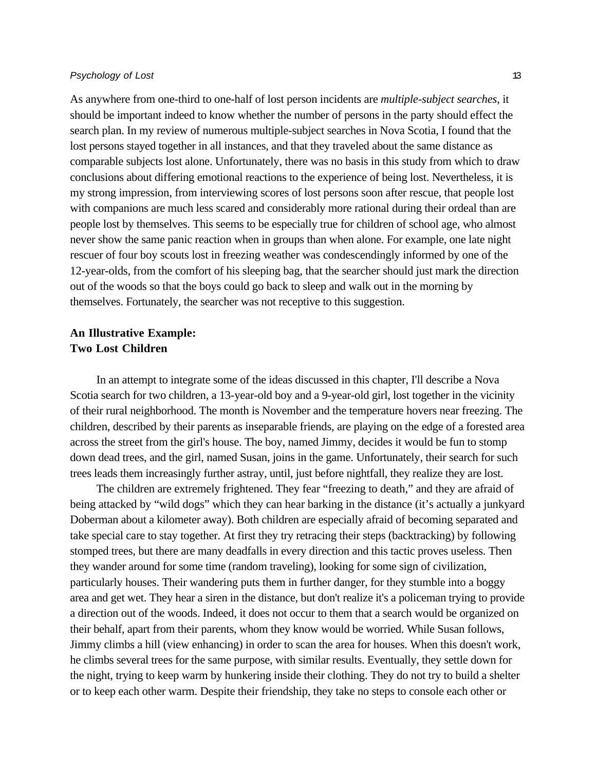As anywhere from one-third to one-half of lost person incidents are *multiple-subject searches*, it should be important indeed to know whether the number of persons in the party should effect the search plan. In my review of numerous multiple-subject searches in Nova Scotia, I found that the lost persons stayed together in all instances, and that they traveled about the same distance as comparable subjects lost alone. Unfortunately, there was no basis in this study from which to draw conclusions about differing emotional reactions to the experience of being lost. Nevertheless, it is my strong impression, from interviewing scores of lost persons soon after rescue, that people lost with companions are much less scared and considerably more rational during their ordeal than are people lost by themselves. This seems to be especially true for children of school age, who almost never show the same panic reaction when in groups than when alone. For example, one late night rescuer of four boy scouts lost in freezing weather was condescendingly informed by one of the 12-year-olds, from the comfort of his sleeping bag, that the searcher should just mark the direction out of the woods so that the boys could go back to sleep and walk out in the morning by themselves. Fortunately, the searcher was not receptive to this suggestion.

## An Illustrative Example: Two Lost Children

In an attempt to integrate some of the ideas discussed in this chapter, I'll describe a Nova Scotia search for two children, a 13-year-old boy and a 9-year-old girl, lost together in the vicinity of their rural neighborhood. The month is November and the temperature hovers near freezing. The children, described by their parents as inseparable friends, are playing on the edge of a forested area across the street from the girl's house. The boy, named Jimmy, decides it would be fun to stomp down dead trees, and the girl, named Susan, joins in the game. Unfortunately, their search for such trees leads them increasingly further astray, until, just before nightfall, they realize they are lost.

The children are extremely frightened. They fear "freezing to death," and they are afraid of being attacked by "wild dogs" which they can hear barking in the distance (it's actually a junkyard Doberman about a kilometer away). Both children are especially afraid of becoming separated and take special care to stay together. At first they try retracing their steps (backtracking) by following stomped trees, but there are many deadfalls in every direction and this tactic proves useless. Then they wander around for some time (random traveling), looking for some sign of civilization, particularly houses. Their wandering puts them in further danger, for they stumble into a boggy area and get wet. They hear a siren in the distance, but don't realize it's a policeman trying to provide a direction out of the woods. Indeed, it does not occur to them that a search would be organized on their behalf, apart from their parents, whom they know would be worried. While Susan follows, Jimmy climbs a hill (view enhancing) in order to scan the area for houses. When this doesn't work, he climbs several trees for the same purpose, with similar results. Eventually, they settle down for the night, trying to keep warm by hunkering inside their clothing. They do not try to build a shelter or to keep each other warm. Despite their friendship, they take no steps to console each other or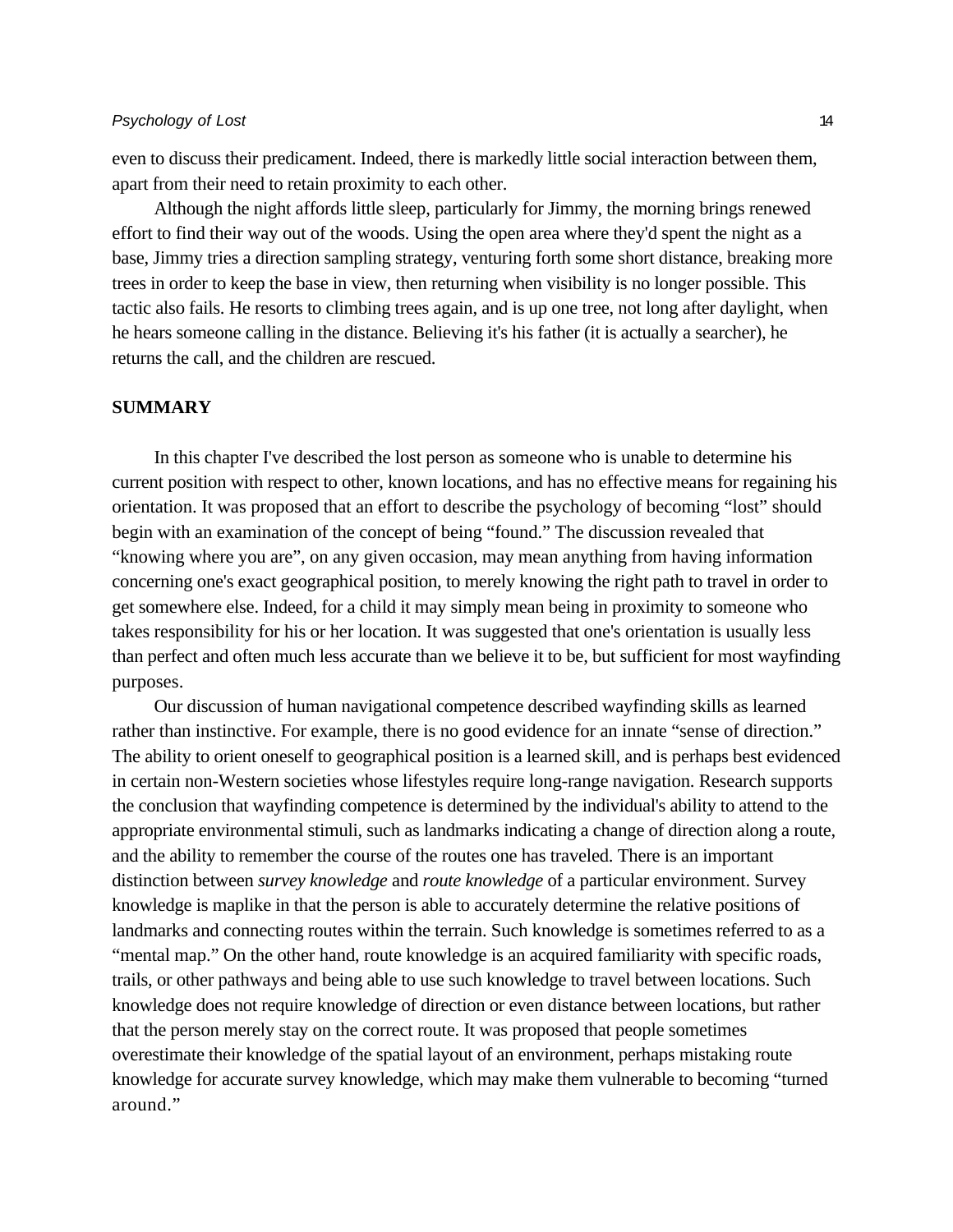even to discuss their predicament. Indeed, there is markedly little social interaction between them, apart from their need to retain proximity to each other.

Although the night affords little sleep, particularly for Jimmy, the morning brings renewed effort to find their way out of the woods. Using the open area where they'd spent the night as a base, Jimmy tries a direction sampling strategy, venturing forth some short distance, breaking more trees in order to keep the base in view, then returning when visibility is no longer possible. This tactic also fails. He resorts to climbing trees again, and is up one tree, not long after daylight, when he hears someone calling in the distance. Believing it's his father (it is actually a searcher), he returns the call, and the children are rescued.

## SUMMARY

In this chapter I've described the lost person as someone who is unable to determine his current position with respect to other, known locations, and has no effective means for regaining his orientation. It was proposed that an effort to describe the psychology of becoming "lost" should begin with an examination of the concept of being "found." The discussion revealed that "knowing where you are", on any given occasion, may mean anything from having information concerning one's exact geographical position, to merely knowing the right path to travel in order to get somewhere else. Indeed, for a child it may simply mean being in proximity to someone who takes responsibility for his or her location. It was suggested that one's orientation is usually less than perfect and often much less accurate than we believe it to be, but sufficient for most wayfinding purposes.

Our discussion of human navigational competence described wayfinding skills as learned rather than instinctive. For example, there is no good evidence for an innate "sense of direction." The ability to orient oneself to geographical position is a learned skill, and is perhaps best evidenced in certain non-Western societies whose lifestyles require long-range navigation. Research supports the conclusion that wayfinding competence is determined by the individual's ability to attend to the appropriate environmental stimuli, such as landmarks indicating a change of direction along a route, and the ability to remember the course of the routes one has traveled. There is an important distinction between *survey knowledge* and *route knowledge* of a particular environment. Survey knowledge is maplike in that the person is able to accurately determine the relative positions of landmarks and connecting routes within the terrain. Such knowledge is sometimes referred to as a "mental map." On the other hand, route knowledge is an acquired familiarity with specific roads, trails, or other pathways and being able to use such knowledge to travel between locations. Such knowledge does not require knowledge of direction or even distance between locations, but rather that the person merely stay on the correct route. It was proposed that people sometimes overestimate their knowledge of the spatial layout of an environment, perhaps mistaking route knowledge for accurate survey knowledge, which may make them vulnerable to becoming "turned around."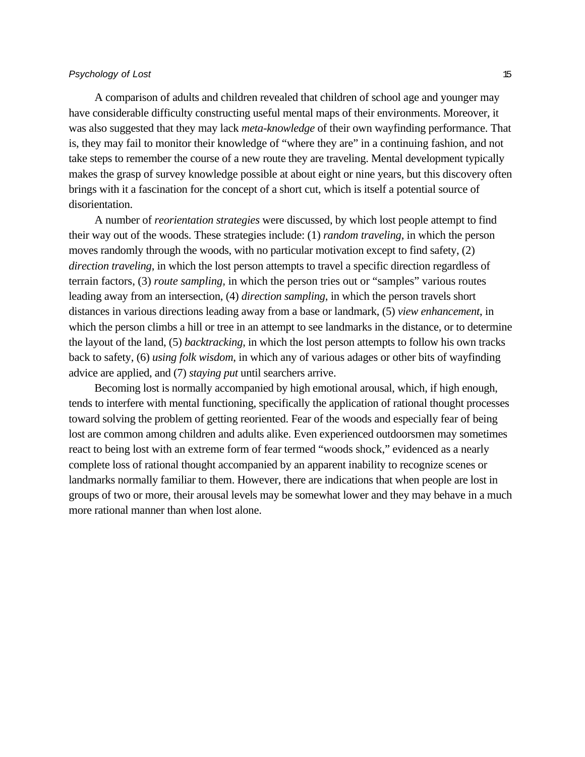A comparison of adults and children revealed that children of school age and younger may have considerable difficulty constructing useful mental maps of their environments. Moreover, it was also suggested that they may lack *meta-knowledge* of their own wayfinding performance. That is, they may fail to monitor their knowledge of "where they are" in a continuing fashion, and not take steps to remember the course of a new route they are traveling. Mental development typically makes the grasp of survey knowledge possible at about eight or nine years, but this discovery often brings with it a fascination for the concept of a short cut, which is itself a potential source of disorientation.

A number of *reorientation strategies* were discussed, by which lost people attempt to find their way out of the woods. These strategies include: (1) *random traveling*, in which the person moves randomly through the woods, with no particular motivation except to find safety, (2) *direction traveling*, in which the lost person attempts to travel a specific direction regardless of terrain factors, (3) *route sampling*, in which the person tries out or "samples" various routes leading away from an intersection, (4) *direction sampling*, in which the person travels short distances in various directions leading away from a base or landmark, (5) *view enhancement*, in which the person climbs a hill or tree in an attempt to see landmarks in the distance, or to determine the layout of the land, (5) *backtracking*, in which the lost person attempts to follow his own tracks back to safety, (6) *using folk wisdom*, in which any of various adages or other bits of wayfinding advice are applied, and (7) *staying put* until searchers arrive.

Becoming lost is normally accompanied by high emotional arousal, which, if high enough, tends to interfere with mental functioning, specifically the application of rational thought processes toward solving the problem of getting reoriented. Fear of the woods and especially fear of being lost are common among children and adults alike. Even experienced outdoorsmen may sometimes react to being lost with an extreme form of fear termed "woods shock," evidenced as a nearly complete loss of rational thought accompanied by an apparent inability to recognize scenes or landmarks normally familiar to them. However, there are indications that when people are lost in groups of two or more, their arousal levels may be somewhat lower and they may behave in a much more rational manner than when lost alone.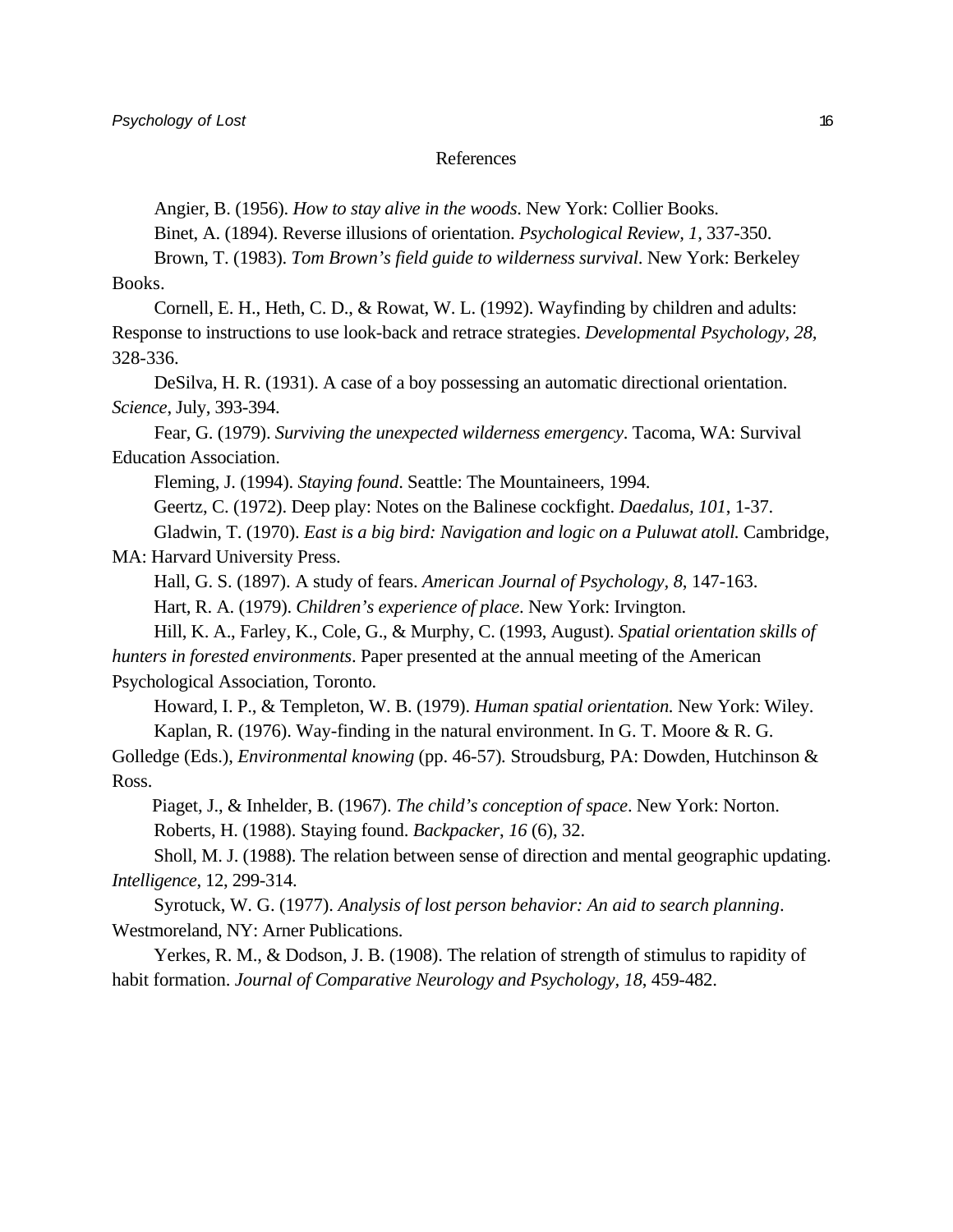# References

Angier, B. (1956). *How to stay alive in the woods*. New York: Collier Books.

Binet, A. (1894). Reverse illusions of orientation. *Psychological Review, 1*, 337-350.

Brown, T. (1983). *Tom Brown's field guide to wilderness survival*. New York: Berkeley Books.

Cornell, E. H., Heth, C. D., & Rowat, W. L. (1992). Wayfinding by children and adults: Response to instructions to use look-back and retrace strategies. *Developmental Psychology, 28,* 328-336.

DeSilva, H. R. (1931). A case of a boy possessing an automatic directional orientation. *Science*, July, 393-394.

Fear, G. (1979). *Surviving the unexpected wilderness emergency*. Tacoma, WA: Survival Education Association.

Fleming, J. (1994). *Staying found*. Seattle: The Mountaineers, 1994.

Geertz, C. (1972). Deep play: Notes on the Balinese cockfight. *Daedalus, 101*, 1-37.

Gladwin, T. (1970). *East is a big bird: Navigation and logic on a Puluwat atoll.* Cambridge, MA: Harvard University Press.

Hall, G. S. (1897). A study of fears. *American Journal of Psychology, 8*, 147-163.

Hart, R. A. (1979). *Children's experience of place*. New York: Irvington.

Hill, K. A., Farley, K., Cole, G., & Murphy, C. (1993, August). *Spatial orientation skills of hunters in forested environments*. Paper presented at the annual meeting of the American Psychological Association, Toronto.

Howard, I. P., & Templeton, W. B. (1979). *Human spatial orientation.* New York: Wiley.

Kaplan, R. (1976). Way-finding in the natural environment. In G. T. Moore & R. G. Golledge (Eds.), *Environmental knowing* (pp. 46-57). Stroudsburg, PA: Dowden, Hutchinson & Ross.

Piaget, J., & Inhelder, B. (1967). *The child's conception of space*. New York: Norton.

Roberts, H. (1988). Staying found. *Backpacker*, *16* (6), 32.

Sholl, M. J. (1988). The relation between sense of direction and mental geographic updating. *Intelligence*, 12, 299-314.

Syrotuck, W. G. (1977). *Analysis of lost person behavior: An aid to search planning*. Westmoreland, NY: Arner Publications.

Yerkes, R. M., & Dodson, J. B. (1908). The relation of strength of stimulus to rapidity of habit formation. *Journal of Comparative Neurology and Psychology, 18,* 459-482.